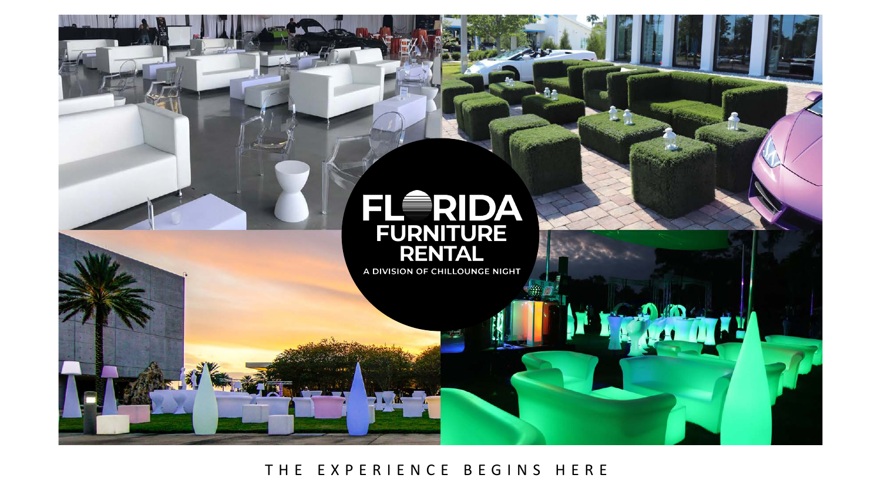# FLORIDA FURNITURE RENTAL

A DIVISION OF CHILLOUNGE NIGHT

THE EXPERIENCE BEGINS HERE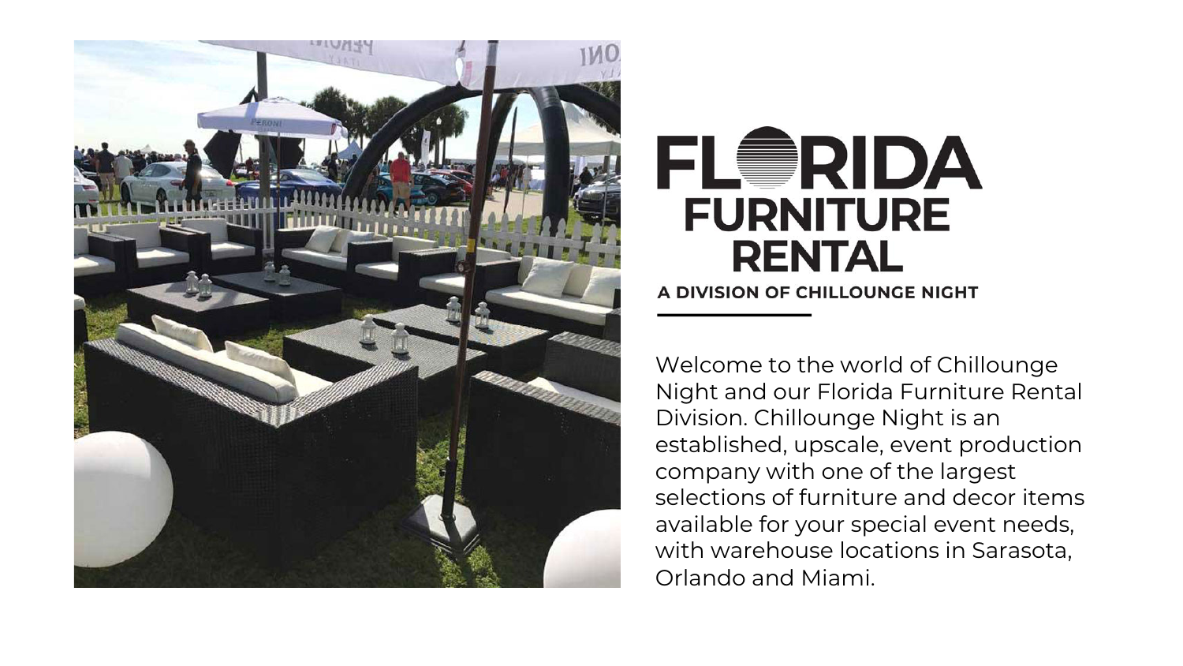# FLORIDA FURNITURE RENTAL

**A DIVISION OF CHILLOUNGE NIGHT**

Welcome to the world of Chillounge Night and our Florida Furniture Rental Division. Chillounge Night is an established, upscale, event production company with one of the largest selections of furniture and decor items available for your special event needs, with warehouse locations in Sarasota, Orlando and Miami.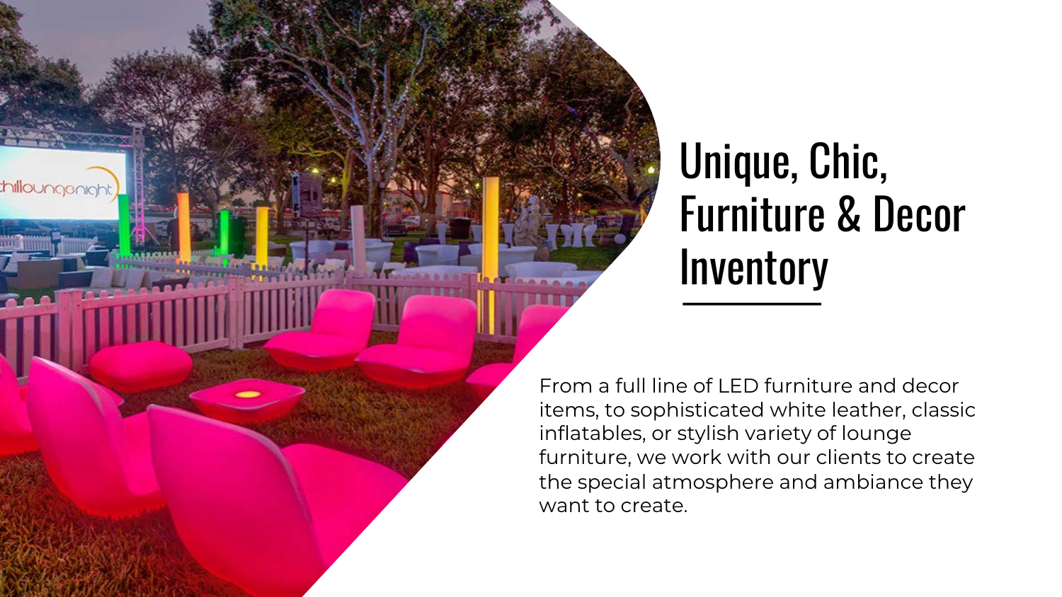# Unique, Chic, Furniture & Decor Inventory

From a full line of LED furniture and decor items, to sophisticated white leather, classic inflatables, or stylish variety of lounge furniture, we work with our clients to create the special atmosphere and ambiance they want to create.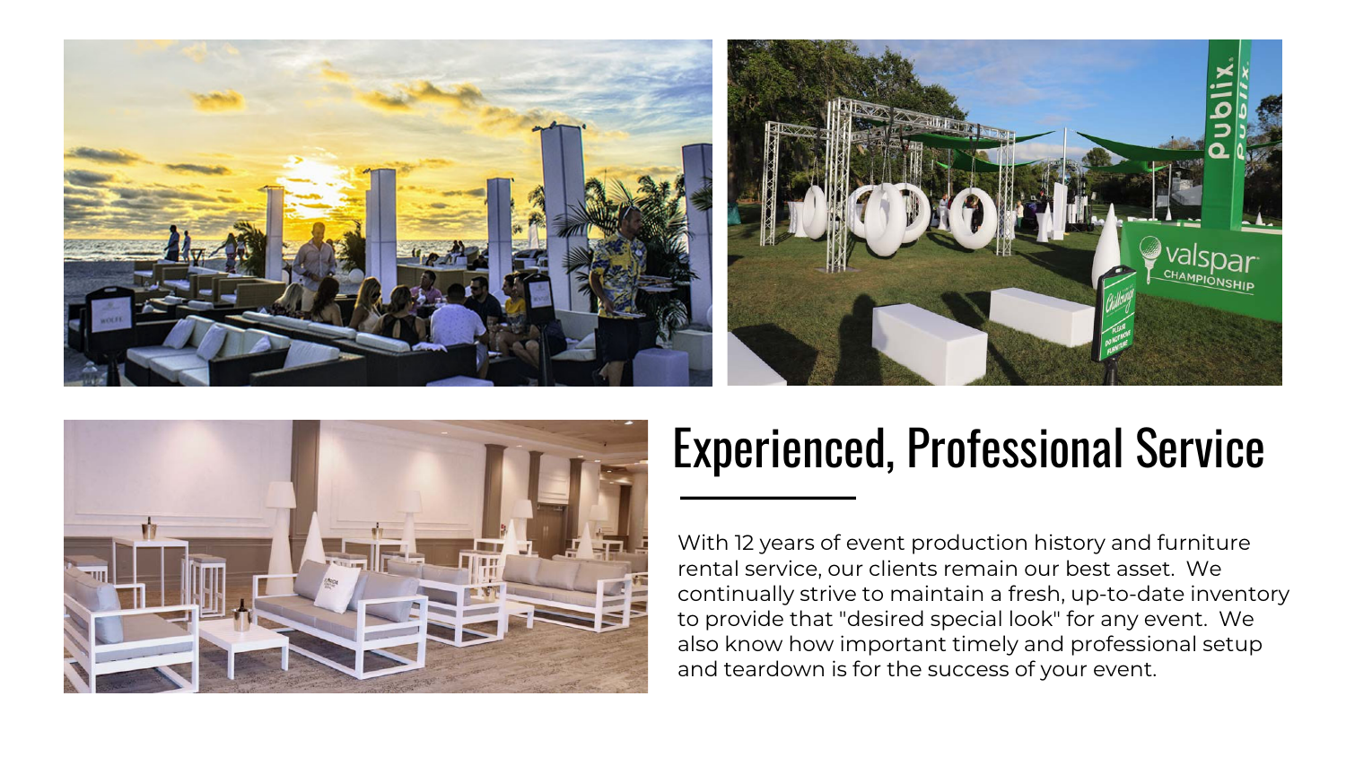# Experienced, Professional Service

With 12 years of event production history and furniture rental service, our clients remain our best asset. We continually strive to maintain a fresh, up-to-date inventory to provide that "desired special look" for any event. We also know how important timely and professional setup and teardown is for the success of your event.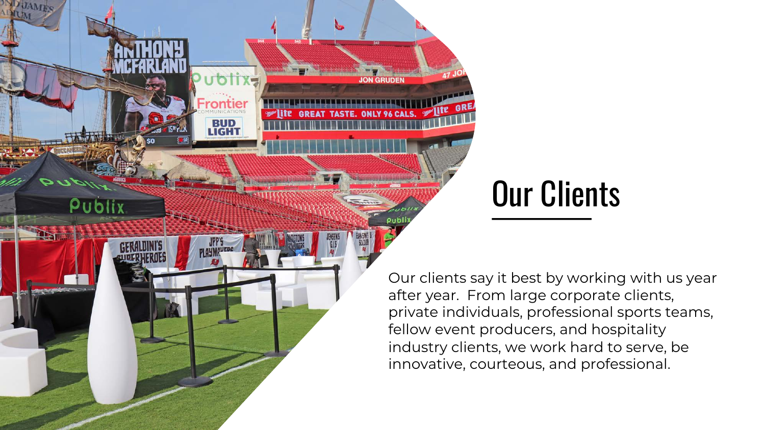# Our Clients

Our clients say it best by working with us year after year.  From large corporate clients, private individuals, professional sports teams, fellow event producers, and hospitality industry clients, we work hard to serve, be innovative, courteous, and professional.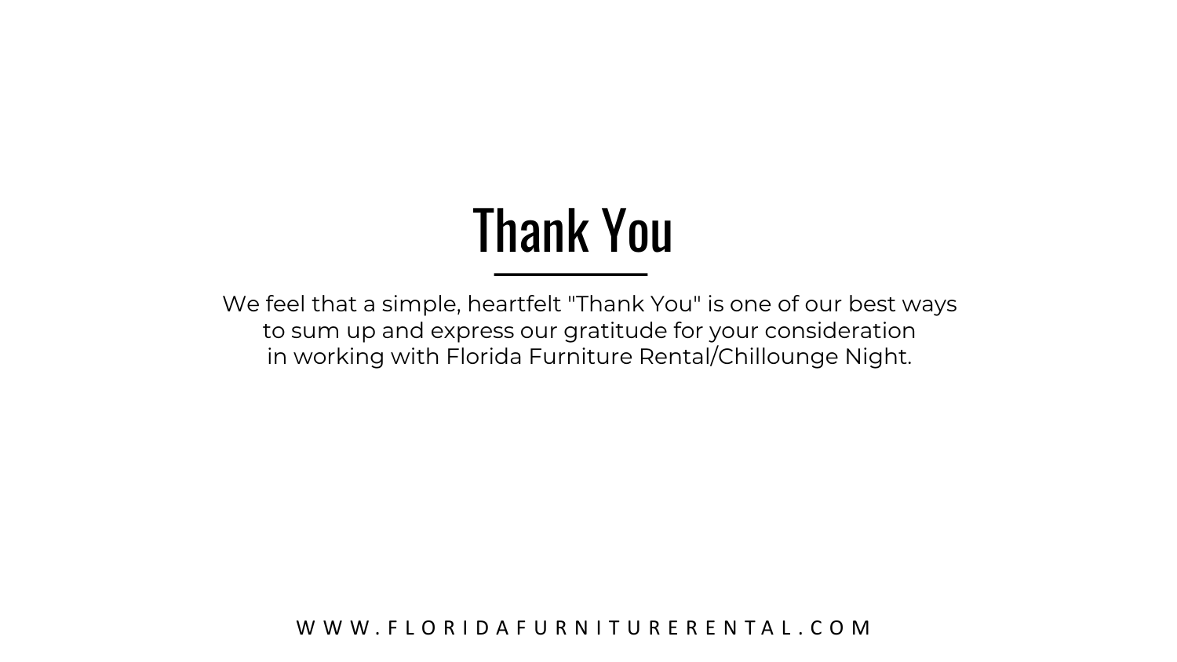# Thank You

We feel that a simple, heartfelt "Thank You" is one of our best ways to sum up and express our gratitude for your consideration in working with Florida Furniture Rental/Chillounge Night.

W W W . F L O R I D A F U R N I T U R E R E N T A L . C O M